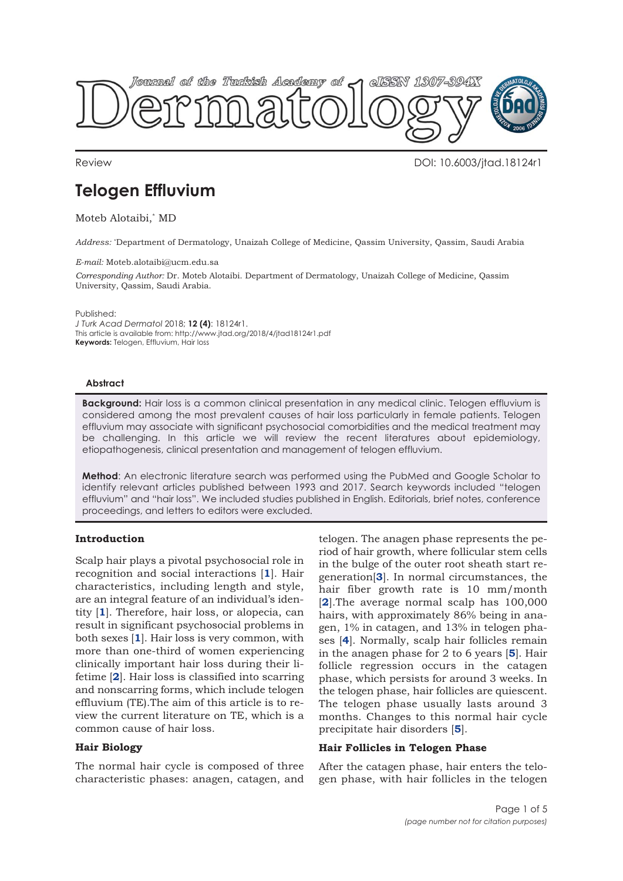Review

DOI: 10.6003/jtad.18124r1

# Telogen Effluvium

Moteb Alotaibi,* MD

*Address:* *Department of Dermatology, Unaizah College of Medicine, Qassim University, Qassim, Saudi Arabia

*E-mail:* Moteb.alotaibi@ucm.edu.sa

*Corresponding Author:* Dr. Moteb Alotaibi. Department of Dermatology, Unaizah College of Medicine, Qassim University, Qassim, Saudi Arabia.

Published:
*J Turk Acad Dermatol* 2018; **12 (4)**: 18124r1.
This article is available from: http://www.jtad.org/2018/4/jtad18124r1.pdf
**Keywords:** Telogen, Effluvium, Hair loss

### Abstract

**Background:** Hair loss is a common clinical presentation in any medical clinic. Telogen effluvium is considered among the most prevalent causes of hair loss particularly in female patients. Telogen effluvium may associate with significant psychosocial comorbidities and the medical treatment may be challenging. In this article we will review the recent literatures about epidemiology, etiopathogenesis, clinical presentation and management of telogen effluvium.

**Method**: An electronic literature search was performed using the PubMed and Google Scholar to identify relevant articles published between 1993 and 2017. Search keywords included "telogen effluvium" and "hair loss". We included studies published in English. Editorials, brief notes, conference proceedings, and letters to editors were excluded.

## Introduction

Scalp hair plays a pivotal psychosocial role in recognition and social interactions [1]. Hair characteristics, including length and style, are an integral feature of an individual's identity [1]. Therefore, hair loss, or alopecia, can result in significant psychosocial problems in both sexes [1]. Hair loss is very common, with more than one-third of women experiencing clinically important hair loss during their lifetime [2]. Hair loss is classified into scarring and nonscarring forms, which include telogen effluvium (TE).The aim of this article is to review the current literature on TE, which is a common cause of hair loss.

## Hair Biology

The normal hair cycle is composed of three characteristic phases: anagen, catagen, and telogen. The anagen phase represents the period of hair growth, where follicular stem cells in the bulge of the outer root sheath start regeneration[3]. In normal circumstances, the hair fiber growth rate is 10 mm/month [2].The average normal scalp has 100,000 hairs, with approximately 86% being in anagen, 1% in catagen, and 13% in telogen phases [4]. Normally, scalp hair follicles remain in the anagen phase for 2 to 6 years [5]. Hair follicle regression occurs in the catagen phase, which persists for around 3 weeks. In the telogen phase, hair follicles are quiescent. The telogen phase usually lasts around 3 months. Changes to this normal hair cycle precipitate hair disorders [5].

## Hair Follicles in Telogen Phase

After the catagen phase, hair enters the telogen phase, with hair follicles in the telogen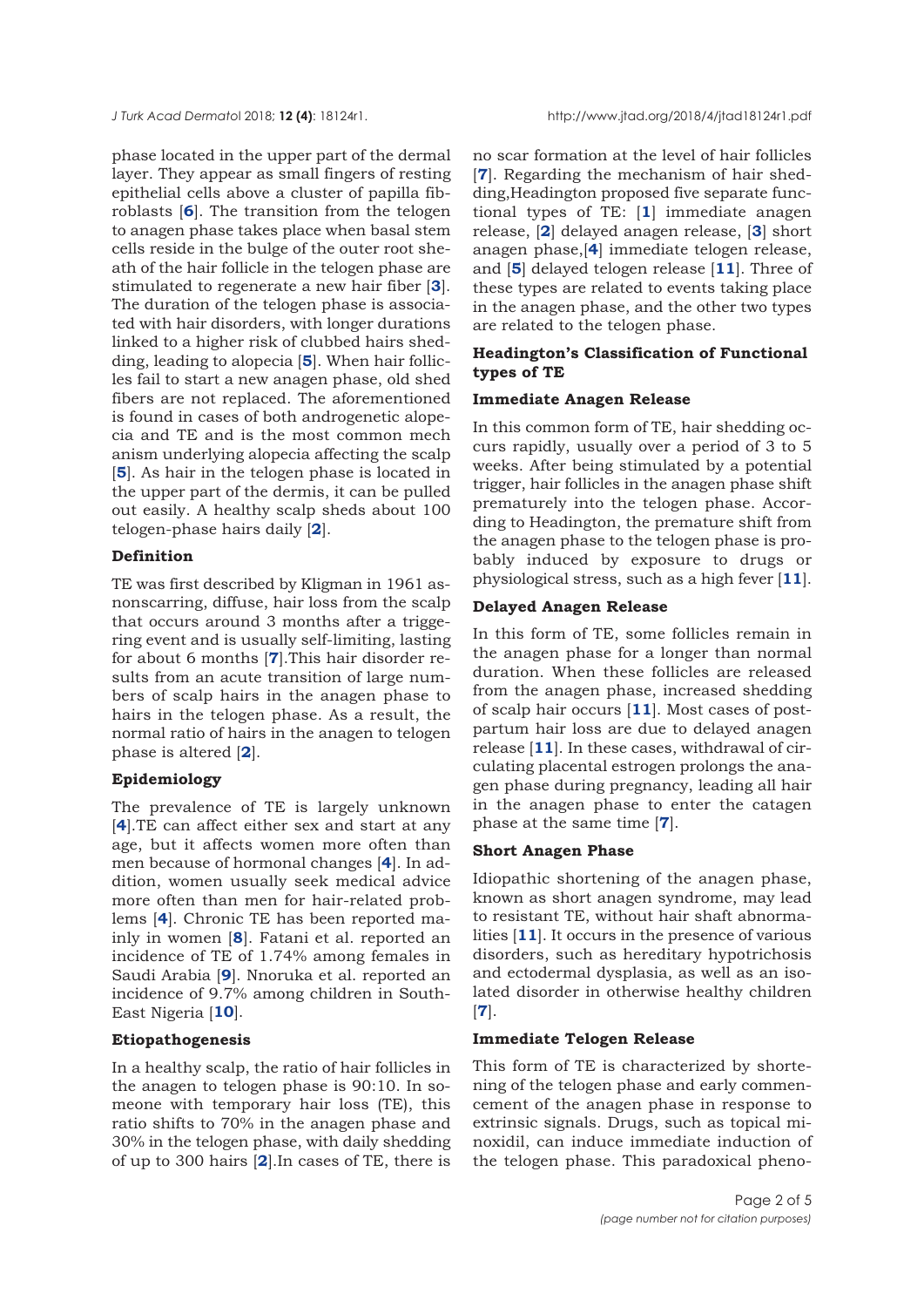phase located in the upper part of the dermal layer. They appear as small fingers of resting epithelial cells above a cluster of papilla fibroblasts [6]. The transition from the telogen to anagen phase takes place when basal stem cells reside in the bulge of the outer root sheath of the hair follicle in the telogen phase are stimulated to regenerate a new hair fiber [3]. The duration of the telogen phase is associated with hair disorders, with longer durations linked to a higher risk of clubbed hairs shedding, leading to alopecia [5]. When hair follicles fail to start a new anagen phase, old shed fibers are not replaced. The aforementioned is found in cases of both androgenetic alopecia and TE and is the most common mech anism underlying alopecia affecting the scalp [5]. As hair in the telogen phase is located in the upper part of the dermis, it can be pulled out easily. A healthy scalp sheds about 100 telogen-phase hairs daily [2].

### Definition

TE was first described by Kligman in 1961 asnonscarring, diffuse, hair loss from the scalp that occurs around 3 months after a triggering event and is usually self-limiting, lasting for about 6 months [7].This hair disorder results from an acute transition of large numbers of scalp hairs in the anagen phase to hairs in the telogen phase. As a result, the normal ratio of hairs in the anagen to telogen phase is altered [2].

### Epidemiology

The prevalence of TE is largely unknown [4].TE can affect either sex and start at any age, but it affects women more often than men because of hormonal changes [4]. In addition, women usually seek medical advice more often than men for hair-related problems [4]. Chronic TE has been reported mainly in women [8]. Fatani et al. reported an incidence of TE of 1.74% among females in Saudi Arabia [9]. Nnoruka et al. reported an incidence of 9.7% among children in South-East Nigeria [10].

### Etiopathogenesis

In a healthy scalp, the ratio of hair follicles in the anagen to telogen phase is 90:10. In someone with temporary hair loss (TE), this ratio shifts to 70% in the anagen phase and 30% in the telogen phase, with daily shedding of up to 300 hairs [2].In cases of TE, there is no scar formation at the level of hair follicles [7]. Regarding the mechanism of hair shedding,Headington proposed five separate functional types of TE: [1] immediate anagen release, [2] delayed anagen release, [3] short anagen phase,[4] immediate telogen release, and [5] delayed telogen release [11]. Three of these types are related to events taking place in the anagen phase, and the other two types are related to the telogen phase.

### Headington's Classification of Functional types of TE

#### Immediate Anagen Release

In this common form of TE, hair shedding occurs rapidly, usually over a period of 3 to 5 weeks. After being stimulated by a potential trigger, hair follicles in the anagen phase shift prematurely into the telogen phase. According to Headington, the premature shift from the anagen phase to the telogen phase is probably induced by exposure to drugs or physiological stress, such as a high fever [11].

#### Delayed Anagen Release

In this form of TE, some follicles remain in the anagen phase for a longer than normal duration. When these follicles are released from the anagen phase, increased shedding of scalp hair occurs [11]. Most cases of postpartum hair loss are due to delayed anagen release [11]. In these cases, withdrawal of circulating placental estrogen prolongs the anagen phase during pregnancy, leading all hair in the anagen phase to enter the catagen phase at the same time [7].

#### Short Anagen Phase

Idiopathic shortening of the anagen phase, known as short anagen syndrome, may lead to resistant TE, without hair shaft abnormalities [11]. It occurs in the presence of various disorders, such as hereditary hypotrichosis and ectodermal dysplasia, as well as an isolated disorder in otherwise healthy children [7].

#### Immediate Telogen Release

This form of TE is characterized by shortening of the telogen phase and early commencement of the anagen phase in response to extrinsic signals. Drugs, such as topical minoxidil, can induce immediate induction of the telogen phase. This paradoxical pheno-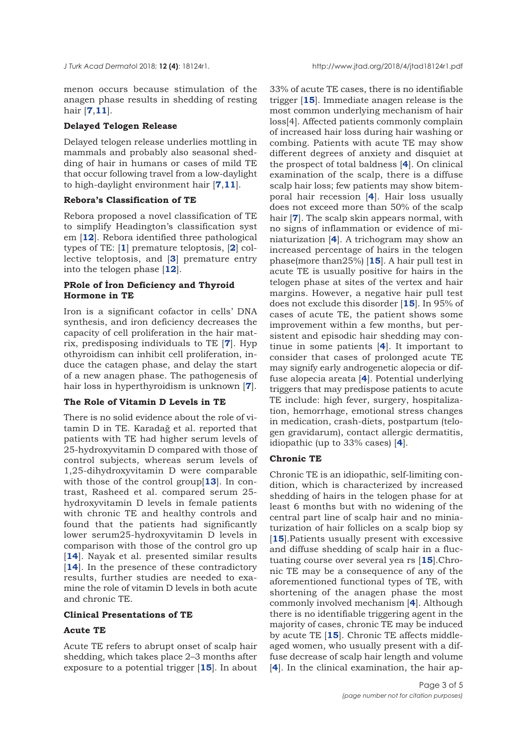menon occurs because stimulation of the anagen phase results in shedding of resting hair [**7**,**11**].

**Delayed Telogen Release**

Delayed telogen release underlies mottling in mammals and probably also seasonal shedding of hair in humans or cases of mild TE that occur following travel from a low-daylight to high-daylight environment hair [**7**,**11**].

**Rebora's Classification of TE**

Rebora proposed a novel classification of TE to simplify Headington's classification syst em [**12**]. Rebora identified three pathological types of TE: [**1**] premature teloptosis, [**2**] collective teloptosis, and [**3**] premature entry into the telogen phase [**12**].

**PRole of İron Deficiency and Thyroid Hormone in TE**

Iron is a significant cofactor in cells' DNA synthesis, and iron deficiency decreases the capacity of cell proliferation in the hair matrix, predisposing individuals to TE [**7**]. Hyp othyroidism can inhibit cell proliferation, induce the catagen phase, and delay the start of a new anagen phase. The pathogenesis of hair loss in hyperthyroidism is unknown [**7**].

**The Role of Vitamin D Levels in TE**

There is no solid evidence about the role of vitamin D in TE. Karadağ et al. reported that patients with TE had higher serum levels of 25-hydroxyvitamin D compared with those of control subjects, whereas serum levels of 1,25-dihydroxyvitamin D were comparable with those of the control group[**13**]. In contrast, Rasheed et al. compared serum 25-hydroxyvitamin D levels in female patients with chronic TE and healthy controls and found that the patients had significantly lower serum25-hydroxyvitamin D levels in comparison with those of the control gro up [**14**]. Nayak et al. presented similar results [**14**]. In the presence of these contradictory results, further studies are needed to examine the role of vitamin D levels in both acute and chronic TE.

**Clinical Presentations of TE**

**Acute TE**

Acute TE refers to abrupt onset of scalp hair shedding, which takes place 2–3 months after exposure to a potential trigger [**15**]. In about 33% of acute TE cases, there is no identifiable trigger [**15**]. Immediate anagen release is the most common underlying mechanism of hair loss[4]. Affected patients commonly complain of increased hair loss during hair washing or combing. Patients with acute TE may show different degrees of anxiety and disquiet at the prospect of total baldness [**4**]. On clinical examination of the scalp, there is a diffuse scalp hair loss; few patients may show bitemporal hair recession [**4**]. Hair loss usually does not exceed more than 50% of the scalp hair [**7**]. The scalp skin appears normal, with no signs of inflammation or evidence of miniaturization [**4**]. A trichogram may show an increased percentage of hairs in the telogen phase(more than25%) [**15**]. A hair pull test in acute TE is usually positive for hairs in the telogen phase at sites of the vertex and hair margins. However, a negative hair pull test does not exclude this disorder [**15**]. In 95% of cases of acute TE, the patient shows some improvement within a few months, but persistent and episodic hair shedding may continue in some patients [**4**]. It important to consider that cases of prolonged acute TE may signify early androgenetic alopecia or diffuse alopecia areata [**4**]. Potential underlying triggers that may predispose patients to acute TE include: high fever, surgery, hospitalization, hemorrhage, emotional stress changes in medication, crash-diets, postpartum (telogen gravidarum), contact allergic dermatitis, idiopathic (up to 33% cases) [**4**].

**Chronic TE**

Chronic TE is an idiopathic, self-limiting condition, which is characterized by increased shedding of hairs in the telogen phase for at least 6 months but with no widening of the central part line of scalp hair and no miniaturization of hair follicles on a scalp biop sy [**15**].Patients usually present with excessive and diffuse shedding of scalp hair in a fluctuating course over several yea rs [**15**].Chronic TE may be a consequence of any of the aforementioned functional types of TE, with shortening of the anagen phase the most commonly involved mechanism [**4**]. Although there is no identifiable triggering agent in the majority of cases, chronic TE may be induced by acute TE [**15**]. Chronic TE affects middle-aged women, who usually present with a diffuse decrease of scalp hair length and volume [**4**]. In the clinical examination, the hair ap-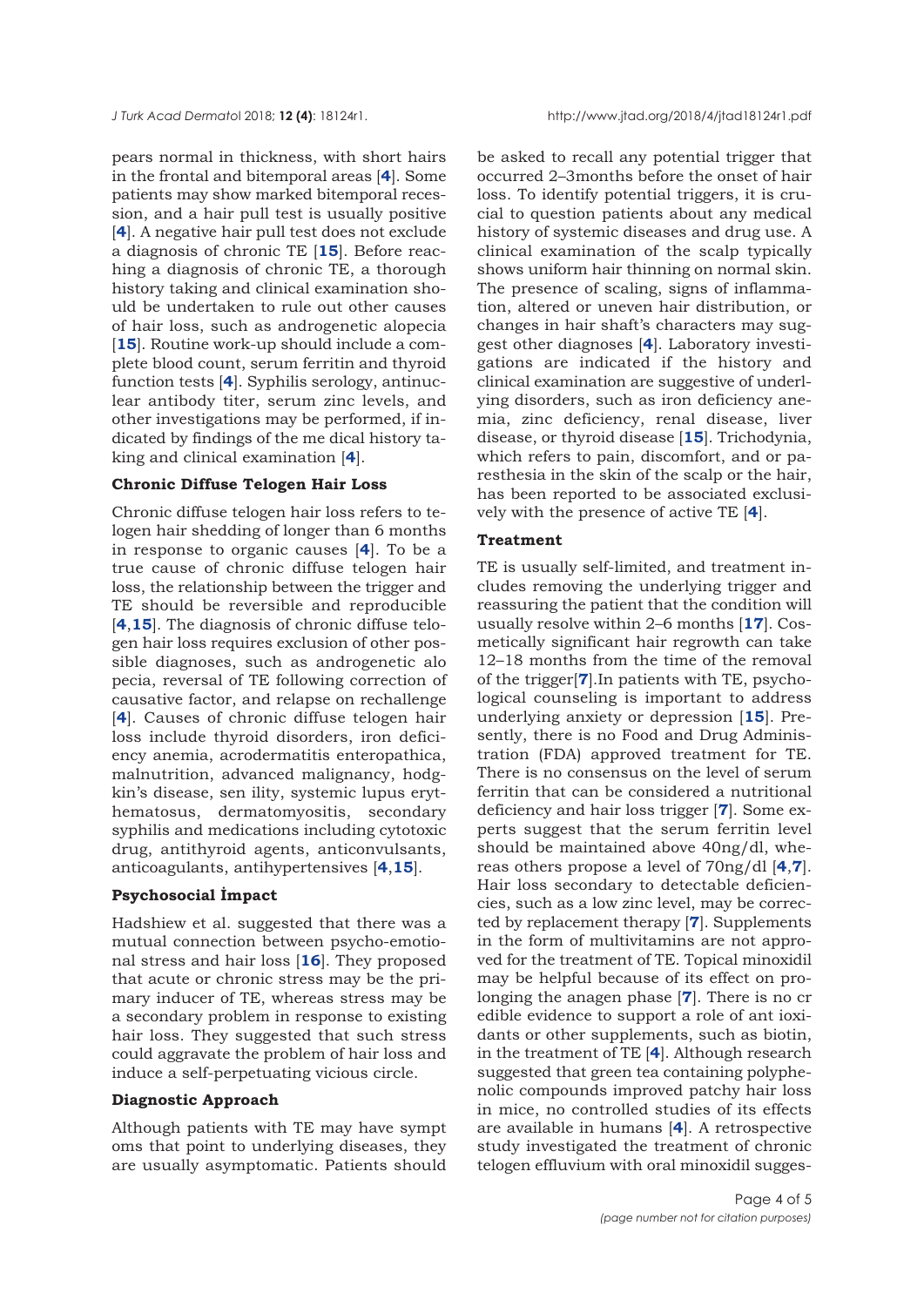pears normal in thickness, with short hairs in the frontal and bitemporal areas [4]. Some patients may show marked bitemporal recession, and a hair pull test is usually positive [4]. A negative hair pull test does not exclude a diagnosis of chronic TE [15]. Before reaching a diagnosis of chronic TE, a thorough history taking and clinical examination should be undertaken to rule out other causes of hair loss, such as androgenetic alopecia [15]. Routine work-up should include a complete blood count, serum ferritin and thyroid function tests [4]. Syphilis serology, antinuclear antibody titer, serum zinc levels, and other investigations may be performed, if indicated by findings of the me dical history taking and clinical examination [4].

### Chronic Diffuse Telogen Hair Loss

Chronic diffuse telogen hair loss refers to telogen hair shedding of longer than 6 months in response to organic causes [4]. To be a true cause of chronic diffuse telogen hair loss, the relationship between the trigger and TE should be reversible and reproducible [4,15]. The diagnosis of chronic diffuse telogen hair loss requires exclusion of other possible diagnoses, such as androgenetic alo pecia, reversal of TE following correction of causative factor, and relapse on rechallenge [4]. Causes of chronic diffuse telogen hair loss include thyroid disorders, iron deficiency anemia, acrodermatitis enteropathica, malnutrition, advanced malignancy, hodgkin's disease, sen ility, systemic lupus erythematosus, dermatomyositis, secondary syphilis and medications including cytotoxic drug, antithyroid agents, anticonvulsants, anticoagulants, antihypertensives [4,15].

### Psychosocial İmpact

Hadshiew et al. suggested that there was a mutual connection between psycho-emotional stress and hair loss [16]. They proposed that acute or chronic stress may be the primary inducer of TE, whereas stress may be a secondary problem in response to existing hair loss. They suggested that such stress could aggravate the problem of hair loss and induce a self-perpetuating vicious circle.

### Diagnostic Approach

Although patients with TE may have sympt oms that point to underlying diseases, they are usually asymptomatic. Patients should be asked to recall any potential trigger that occurred 2–3months before the onset of hair loss. To identify potential triggers, it is crucial to question patients about any medical history of systemic diseases and drug use. A clinical examination of the scalp typically shows uniform hair thinning on normal skin. The presence of scaling, signs of inflammation, altered or uneven hair distribution, or changes in hair shaft's characters may suggest other diagnoses [4]. Laboratory investigations are indicated if the history and clinical examination are suggestive of underlying disorders, such as iron deficiency anemia, zinc deficiency, renal disease, liver disease, or thyroid disease [15]. Trichodynia, which refers to pain, discomfort, and or paresthesia in the skin of the scalp or the hair, has been reported to be associated exclusively with the presence of active TE [4].

### Treatment

TE is usually self-limited, and treatment includes removing the underlying trigger and reassuring the patient that the condition will usually resolve within 2–6 months [17]. Cosmetically significant hair regrowth can take 12–18 months from the time of the removal of the trigger[7].In patients with TE, psychological counseling is important to address underlying anxiety or depression [15]. Presently, there is no Food and Drug Administration (FDA) approved treatment for TE. There is no consensus on the level of serum ferritin that can be considered a nutritional deficiency and hair loss trigger [7]. Some experts suggest that the serum ferritin level should be maintained above 40ng/dl, whereas others propose a level of 70ng/dl [4,7]. Hair loss secondary to detectable deficiencies, such as a low zinc level, may be corrected by replacement therapy [7]. Supplements in the form of multivitamins are not approved for the treatment of TE. Topical minoxidil may be helpful because of its effect on prolonging the anagen phase [7]. There is no cr edible evidence to support a role of ant ioxidants or other supplements, such as biotin, in the treatment of TE [4]. Although research suggested that green tea containing polyphenolic compounds improved patchy hair loss in mice, no controlled studies of its effects are available in humans [4]. A retrospective study investigated the treatment of chronic telogen effluvium with oral minoxidil sugges-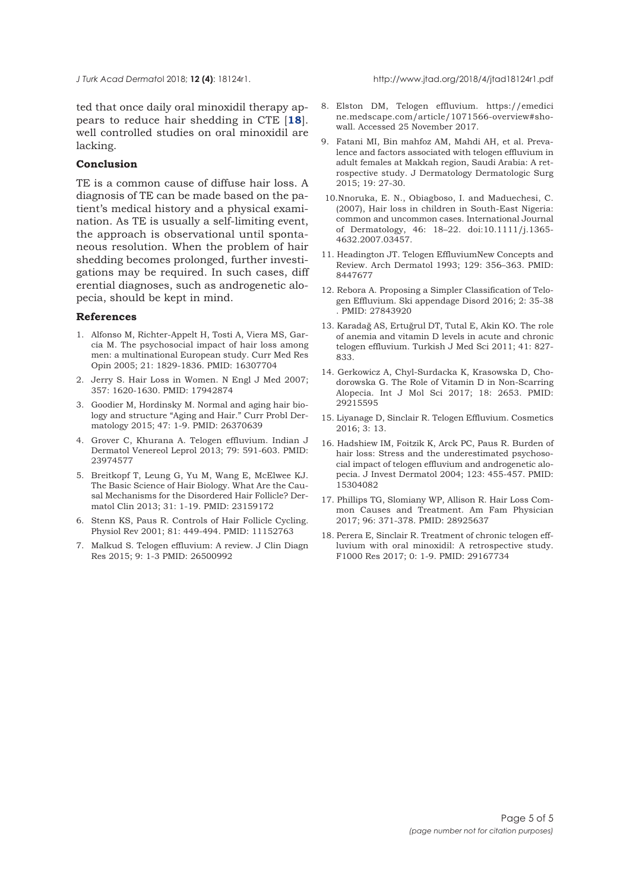ted that once daily oral minoxidil therapy appears to reduce hair shedding in CTE [**18**]. well controlled studies on oral minoxidil are lacking.

## Conclusion

TE is a common cause of diffuse hair loss. A diagnosis of TE can be made based on the patient's medical history and a physical examination. As TE is usually a self-limiting event, the approach is observational until spontaneous resolution. When the problem of hair shedding becomes prolonged, further investigations may be required. In such cases, diff erential diagnoses, such as androgenetic alopecia, should be kept in mind.

## References

1. Alfonso M, Richter-Appelt H, Tosti A, Viera MS, García M. The psychosocial impact of hair loss among men: a multinational European study. Curr Med Res Opin 2005; 21: 1829-1836. PMID: 16307704
2. Jerry S. Hair Loss in Women. N Engl J Med 2007; 357: 1620-1630. PMID: 17942874
3. Goodier M, Hordinsky M. Normal and aging hair biology and structure "Aging and Hair." Curr Probl Dermatology 2015; 47: 1-9. PMID: 26370639
4. Grover C, Khurana A. Telogen effluvium. Indian J Dermatol Venereol Leprol 2013; 79: 591-603. PMID: 23974577
5. Breitkopf T, Leung G, Yu M, Wang E, McElwee KJ. The Basic Science of Hair Biology. What Are the Causal Mechanisms for the Disordered Hair Follicle? Dermatol Clin 2013; 31: 1-19. PMID: 23159172
6. Stenn KS, Paus R. Controls of Hair Follicle Cycling. Physiol Rev 2001; 81: 449-494. PMID: 11152763
7. Malkud S. Telogen effluvium: A review. J Clin Diagn Res 2015; 9: 1-3 PMID: 26500992
8. Elston DM, Telogen effluvium. https://emedicine.medscape.com/article/1071566-overview#showall. Accessed 25 November 2017.
9. Fatani MI, Bin mahfoz AM, Mahdi AH, et al. Prevalence and factors associated with telogen effluvium in adult females at Makkah region, Saudi Arabia: A retrospective study. J Dermatology Dermatologic Surg 2015; 19: 27-30.
10. Nnoruka, E. N., Obiagboso, I. and Maduechesi, C. (2007), Hair loss in children in South-East Nigeria: common and uncommon cases. International Journal of Dermatology, 46: 18–22. doi:10.1111/j.1365-4632.2007.03457.
11. Headington JT. Telogen EffluviumNew Concepts and Review. Arch Dermatol 1993; 129: 356–363. PMID: 8447677
12. Rebora A. Proposing a Simpler Classification of Telogen Effluvium. Ski appendage Disord 2016; 2: 35-38 . PMID: 27843920
13. Karadağ AS, Ertuğrul DT, Tutal E, Akin KO. The role of anemia and vitamin D levels in acute and chronic telogen effluvium. Turkish J Med Sci 2011; 41: 827-833.
14. Gerkowicz A, Chyl-Surdacka K, Krasowska D, Chodorowska G. The Role of Vitamin D in Non-Scarring Alopecia. Int J Mol Sci 2017; 18: 2653. PMID: 29215595
15. Liyanage D, Sinclair R. Telogen Effluvium. Cosmetics 2016; 3: 13.
16. Hadshiew IM, Foitzik K, Arck PC, Paus R. Burden of hair loss: Stress and the underestimated psychosocial impact of telogen effluvium and androgenetic alopecia. J Invest Dermatol 2004; 123: 455-457. PMID: 15304082
17. Phillips TG, Slomiany WP, Allison R. Hair Loss Common Causes and Treatment. Am Fam Physician 2017; 96: 371-378. PMID: 28925637
18. Perera E, Sinclair R. Treatment of chronic telogen effluvium with oral minoxidil: A retrospective study. F1000 Res 2017; 0: 1-9. PMID: 29167734